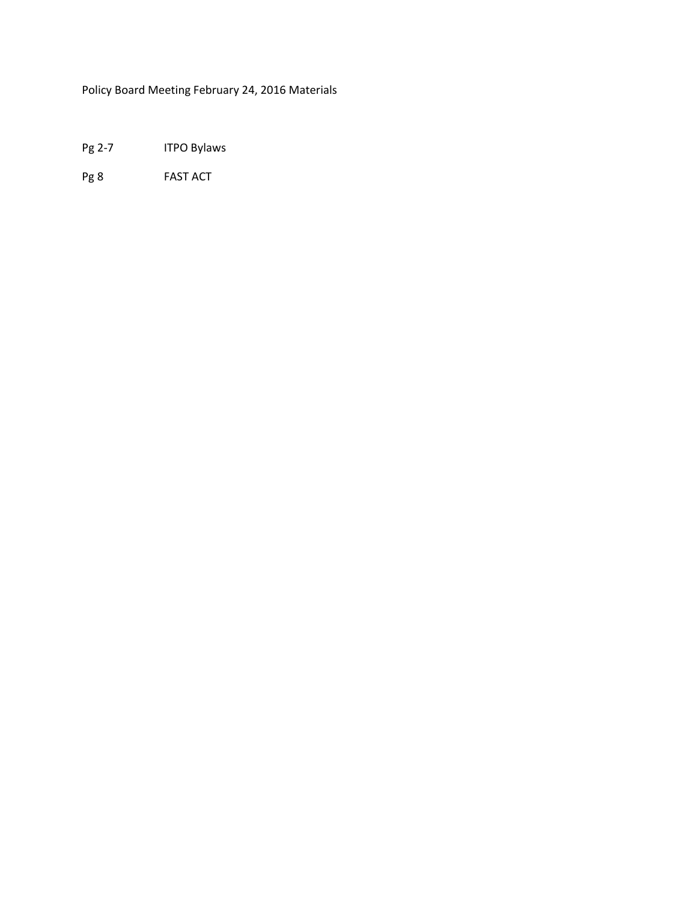Policy Board Meeting February 24, 2016 Materials

| | |
|---|---|
| Pg 2-7 | ITPO Bylaws |
| Pg 8 | FAST ACT |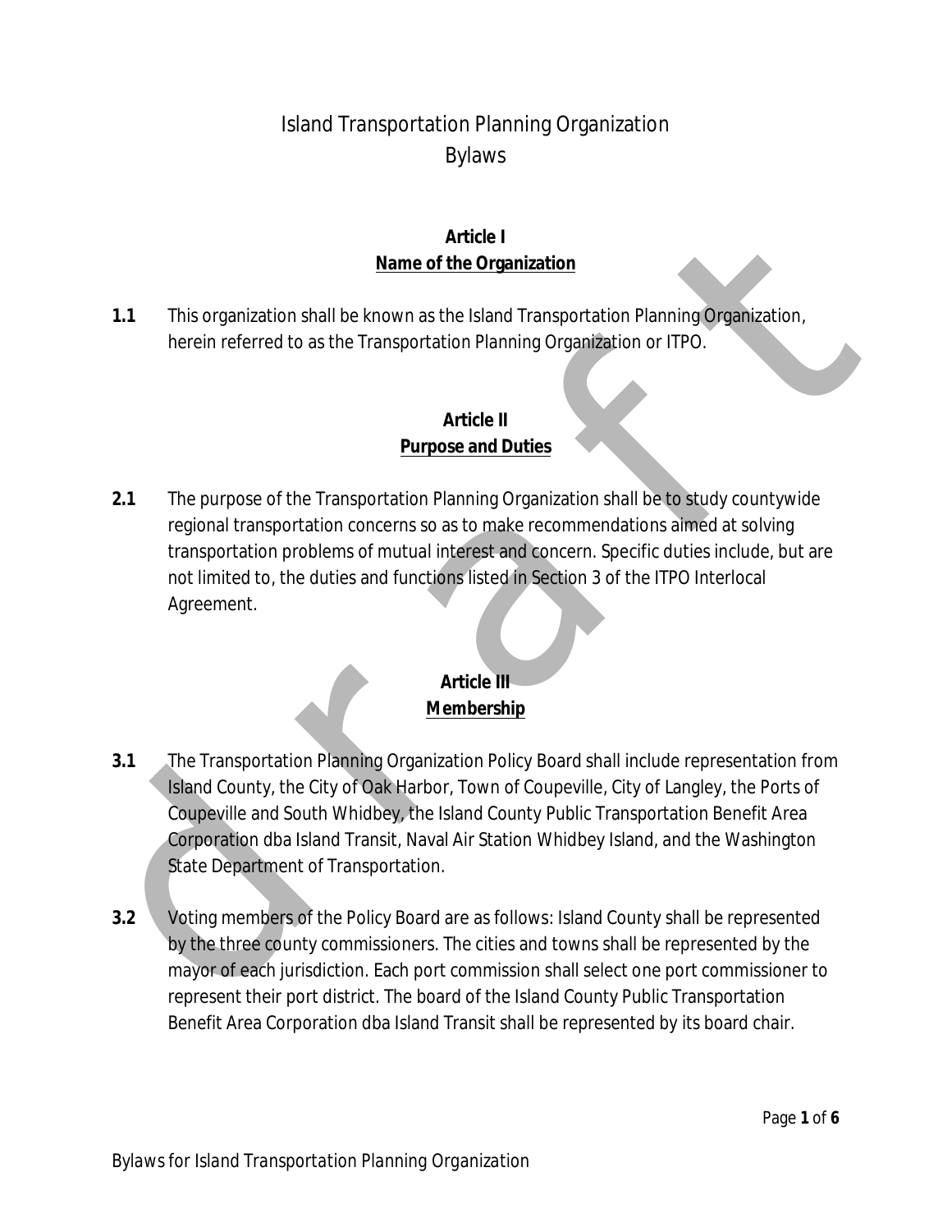# Island Transportation Planning Organization
# Bylaws

## Article I
## Name of the Organization

**1.1** This organization shall be known as the Island Transportation Planning Organization, herein referred to as the Transportation Planning Organization or ITPO.

## Article II
## Purpose and Duties

**2.1** The purpose of the Transportation Planning Organization shall be to study countywide regional transportation concerns so as to make recommendations aimed at solving transportation problems of mutual interest and concern. Specific duties include, but are not limited to, the duties and functions listed in Section 3 of the ITPO Interlocal Agreement.

## Article III
## Membership

**3.1** The Transportation Planning Organization Policy Board shall include representation from Island County, the City of Oak Harbor, Town of Coupeville, City of Langley, the Ports of Coupeville and South Whidbey, the Island County Public Transportation Benefit Area Corporation dba Island Transit, Naval Air Station Whidbey Island, and the Washington State Department of Transportation.

**3.2** Voting members of the Policy Board are as follows: Island County shall be represented by the three county commissioners. The cities and towns shall be represented by the mayor of each jurisdiction. Each port commission shall select one port commissioner to represent their port district. The board of the Island County Public Transportation Benefit Area Corporation dba Island Transit shall be represented by its board chair.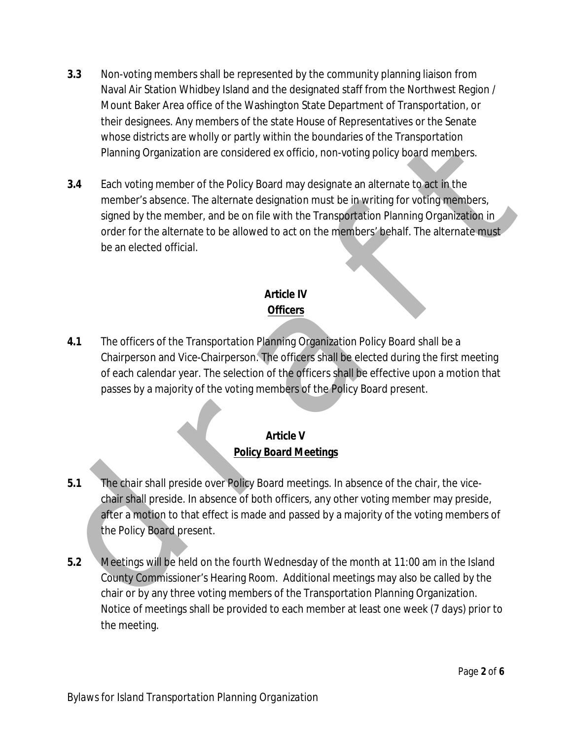**3.3** Non-voting members shall be represented by the community planning liaison from Naval Air Station Whidbey Island and the designated staff from the Northwest Region / Mount Baker Area office of the Washington State Department of Transportation, or their designees. Any members of the state House of Representatives or the Senate whose districts are wholly or partly within the boundaries of the Transportation Planning Organization are considered ex officio, non-voting policy board members.

**3.4** Each voting member of the Policy Board may designate an alternate to act in the member's absence. The alternate designation must be in writing for voting members, signed by the member, and be on file with the Transportation Planning Organization in order for the alternate to be allowed to act on the members' behalf. The alternate must be an elected official.

## Article IV
## Officers

**4.1** The officers of the Transportation Planning Organization Policy Board shall be a Chairperson and Vice-Chairperson. The officers shall be elected during the first meeting of each calendar year. The selection of the officers shall be effective upon a motion that passes by a majority of the voting members of the Policy Board present.

## Article V
## Policy Board Meetings

**5.1** The chair shall preside over Policy Board meetings. In absence of the chair, the vice-chair shall preside. In absence of both officers, any other voting member may preside, after a motion to that effect is made and passed by a majority of the voting members of the Policy Board present.

**5.2** Meetings will be held on the fourth Wednesday of the month at 11:00 am in the Island County Commissioner's Hearing Room. Additional meetings may also be called by the chair or by any three voting members of the Transportation Planning Organization. Notice of meetings shall be provided to each member at least one week (7 days) prior to the meeting.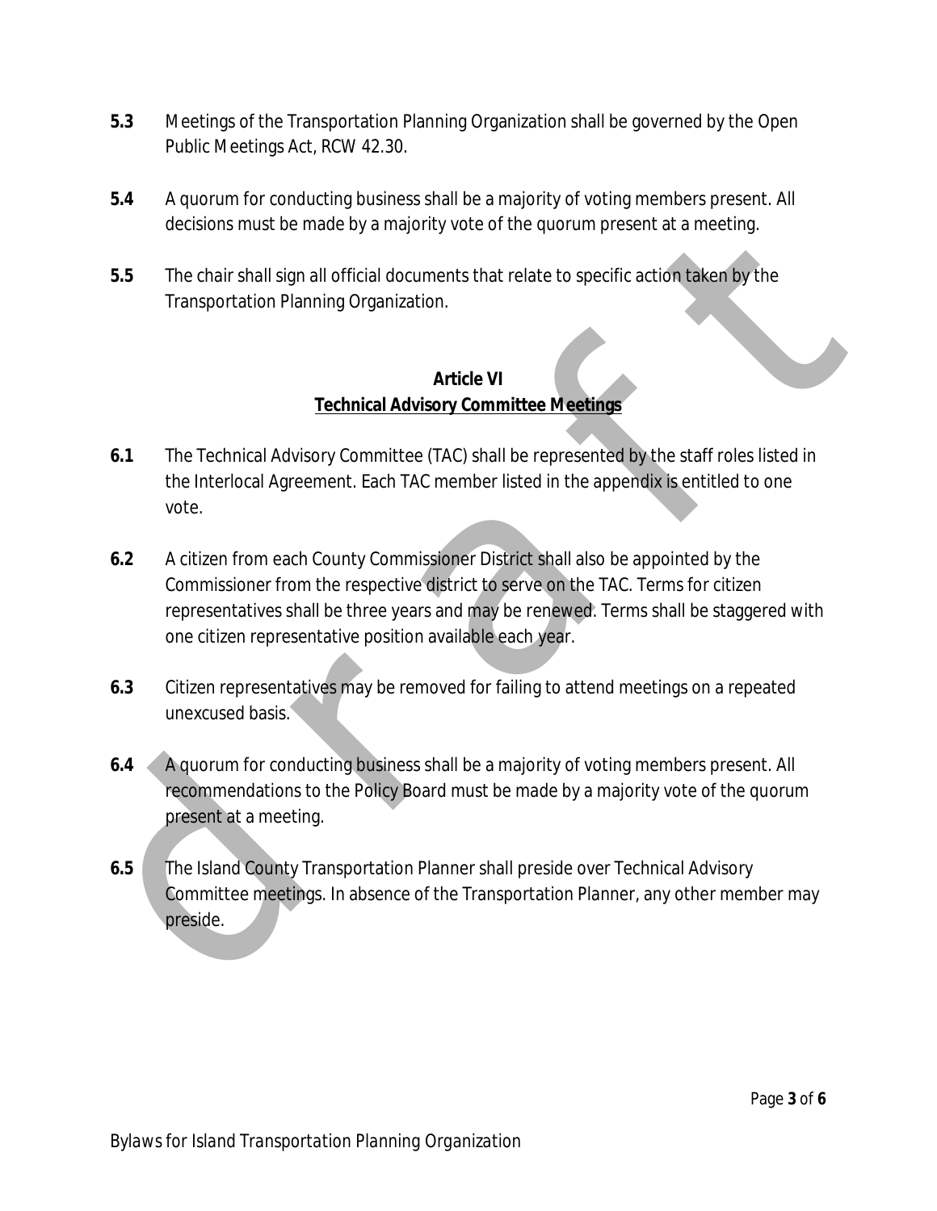**5.3** Meetings of the Transportation Planning Organization shall be governed by the Open Public Meetings Act, RCW 42.30.

**5.4** A quorum for conducting business shall be a majority of voting members present. All decisions must be made by a majority vote of the quorum present at a meeting.

**5.5** The chair shall sign all official documents that relate to specific action taken by the Transportation Planning Organization.

## Article VI
## Technical Advisory Committee Meetings

**6.1** The Technical Advisory Committee (TAC) shall be represented by the staff roles listed in the Interlocal Agreement. Each TAC member listed in the appendix is entitled to one vote.

**6.2** A citizen from each County Commissioner District shall also be appointed by the Commissioner from the respective district to serve on the TAC. Terms for citizen representatives shall be three years and may be renewed. Terms shall be staggered with one citizen representative position available each year.

**6.3** Citizen representatives may be removed for failing to attend meetings on a repeated unexcused basis.

**6.4** A quorum for conducting business shall be a majority of voting members present. All recommendations to the Policy Board must be made by a majority vote of the quorum present at a meeting.

**6.5** The Island County Transportation Planner shall preside over Technical Advisory Committee meetings. In absence of the Transportation Planner, any other member may preside.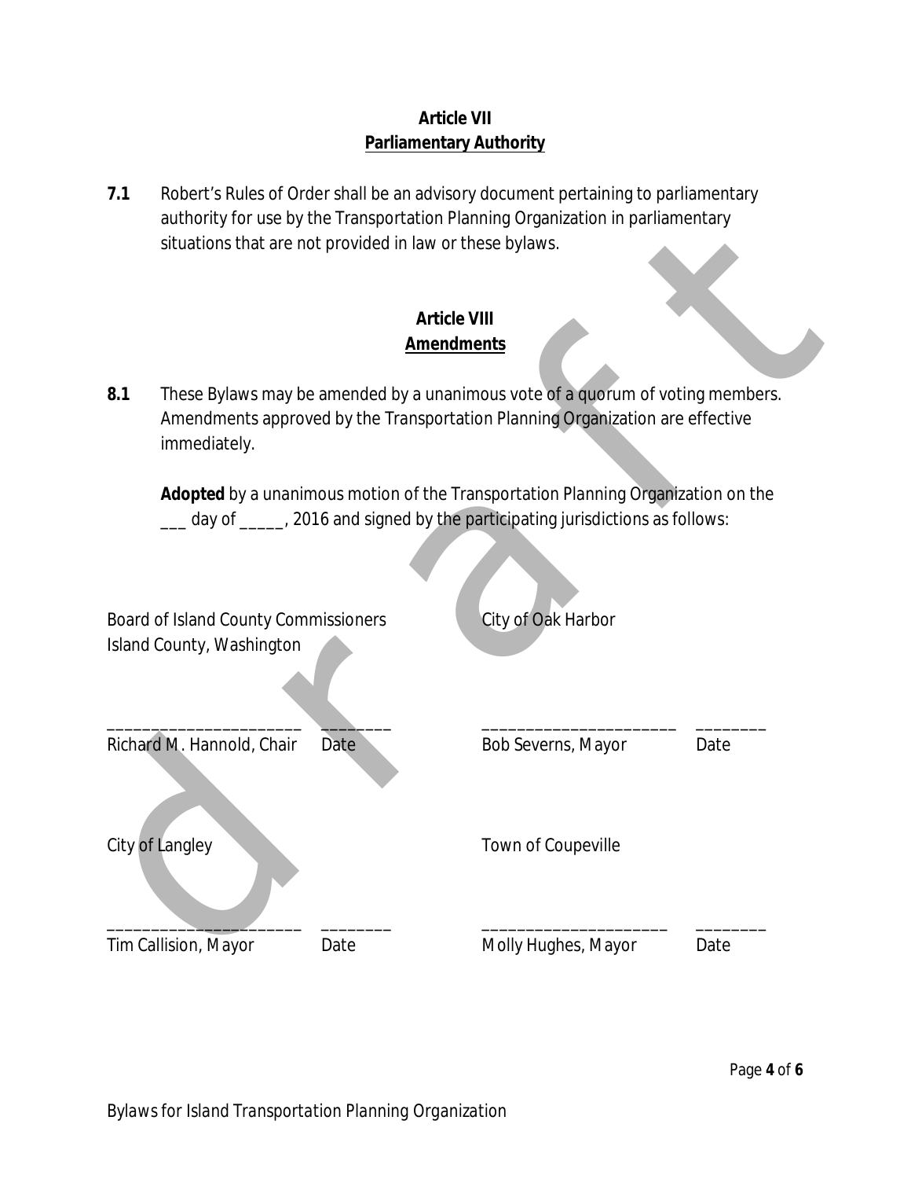## Article VII
## Parliamentary Authority

**7.1** Robert's Rules of Order shall be an advisory document pertaining to parliamentary authority for use by the Transportation Planning Organization in parliamentary situations that are not provided in law or these bylaws.

## Article VIII
## Amendments

**8.1** These Bylaws may be amended by a unanimous vote of a quorum of voting members. Amendments approved by the Transportation Planning Organization are effective immediately.

**Adopted** by a unanimous motion of the Transportation Planning Organization on the ___ day of _____, 2016 and signed by the participating jurisdictions as follows:

Board of Island County Commissioners
Island County, Washington

______________________ ________
Richard M. Hannold, Chair Date

City of Oak Harbor

______________________ ________
Bob Severns, Mayor Date

City of Langley

______________________ ________
Tim Callision, Mayor Date

Town of Coupeville

______________________ ________
Molly Hughes, Mayor Date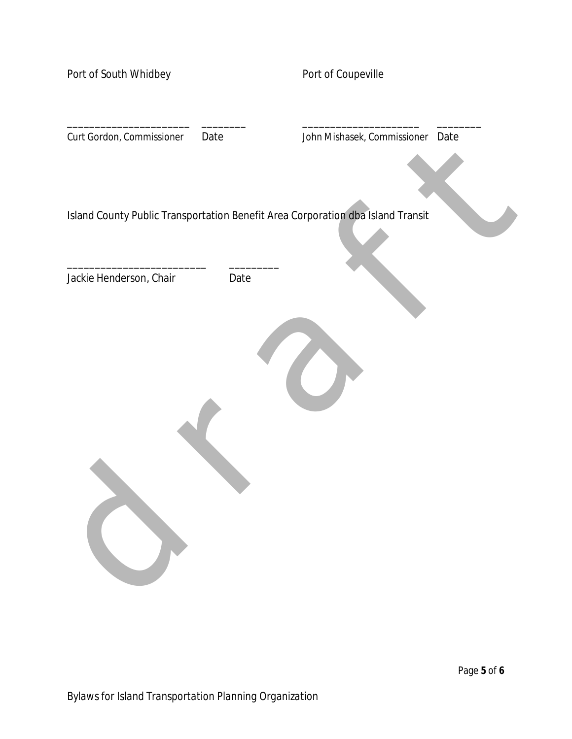Port of South Whidbey

\_\_\_\_\_\_\_\_\_\_\_\_\_\_\_\_\_\_\_\_\_\_ \_\_\_\_\_\_\_\_
Curt Gordon, Commissioner Date

Port of Coupeville

\_\_\_\_\_\_\_\_\_\_\_\_\_\_\_\_\_\_\_\_\_ \_\_\_\_\_\_\_\_
John Mishasek, Commissioner Date

Island County Public Transportation Benefit Area Corporation dba Island Transit

\_\_\_\_\_\_\_\_\_\_\_\_\_\_\_\_\_\_\_\_\_\_\_\_\_ \_\_\_\_\_\_\_\_\_
Jackie Henderson, Chair Date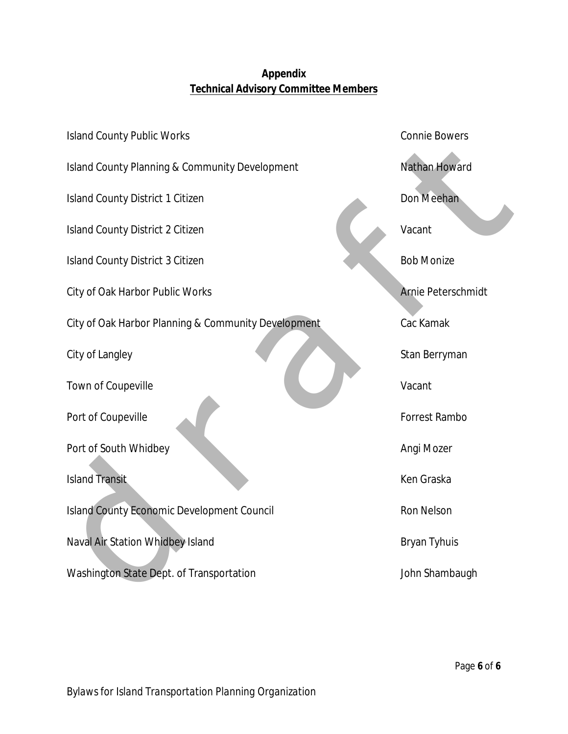# Appendix

## Technical Advisory Committee Members

| | |
|---|---|
| Island County Public Works | Connie Bowers |
| Island County Planning & Community Development | Nathan Howard |
| Island County District 1 Citizen | Don Meehan |
| Island County District 2 Citizen | Vacant |
| Island County District 3 Citizen | Bob Monize |
| City of Oak Harbor Public Works | Arnie Peterschmidt |
| City of Oak Harbor Planning & Community Development | Cac Kamak |
| City of Langley | Stan Berryman |
| Town of Coupeville | Vacant |
| Port of Coupeville | Forrest Rambo |
| Port of South Whidbey | Angi Mozer |
| Island Transit | Ken Graska |
| Island County Economic Development Council | Ron Nelson |
| Naval Air Station Whidbey Island | Bryan Tyhuis |
| Washington State Dept. of Transportation | John Shambaugh |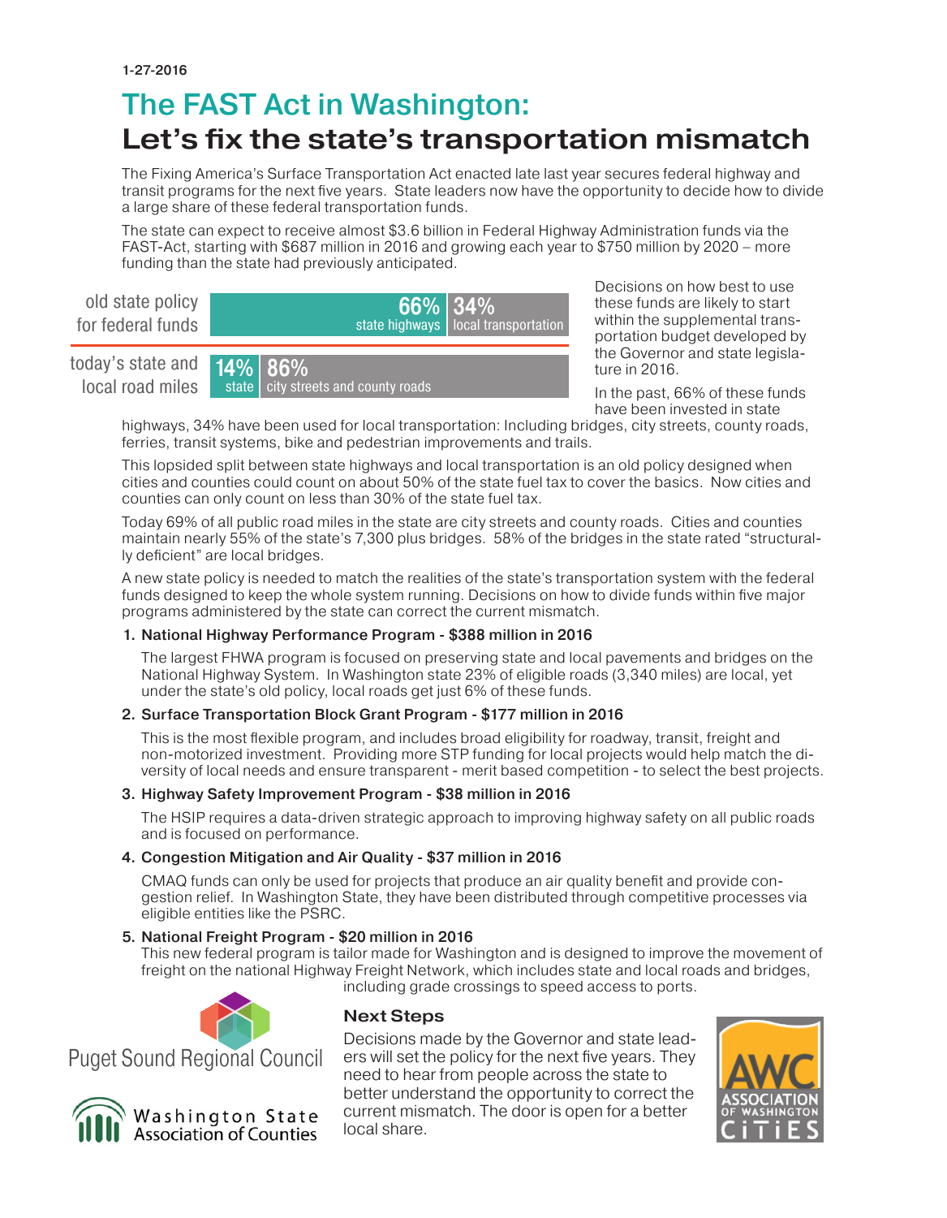1-27-2016

# The FAST Act in Washington:
## Let's fix the state's transportation mismatch

The Fixing America's Surface Transportation Act enacted late last year secures federal highway and transit programs for the next five years. State leaders now have the opportunity to decide how to divide a large share of these federal transportation funds.

The state can expect to receive almost $3.6 billion in Federal Highway Administration funds via the FAST-Act, starting with $687 million in 2016 and growing each year to $750 million by 2020 – more funding than the state had previously anticipated.

old state policy for federal funds
66% state highways
34% local transportation

today's state and local road miles
14% state
86% city streets and county roads

Decisions on how best to use these funds are likely to start within the supplemental transportation budget developed by the Governor and state legislature in 2016.

In the past, 66% of these funds have been invested in state highways, 34% have been used for local transportation: Including bridges, city streets, county roads, ferries, transit systems, bike and pedestrian improvements and trails.

This lopsided split between state highways and local transportation is an old policy designed when cities and counties could count on about 50% of the state fuel tax to cover the basics. Now cities and counties can only count on less than 30% of the state fuel tax.

Today 69% of all public road miles in the state are city streets and county roads. Cities and counties maintain nearly 55% of the state's 7,300 plus bridges. 58% of the bridges in the state rated "structurally deficient" are local bridges.

A new state policy is needed to match the realities of the state's transportation system with the federal funds designed to keep the whole system running. Decisions on how to divide funds within five major programs administered by the state can correct the current mismatch.

1. **National Highway Performance Program - $388 million in 2016**

   The largest FHWA program is focused on preserving state and local pavements and bridges on the National Highway System. In Washington state 23% of eligible roads (3,340 miles) are local, yet under the state's old policy, local roads get just 6% of these funds.

2. **Surface Transportation Block Grant Program - $177 million in 2016**

   This is the most flexible program, and includes broad eligibility for roadway, transit, freight and non-motorized investment. Providing more STP funding for local projects would help match the diversity of local needs and ensure transparent - merit based competition - to select the best projects.

3. **Highway Safety Improvement Program - $38 million in 2016**

   The HSIP requires a data-driven strategic approach to improving highway safety on all public roads and is focused on performance.

4. **Congestion Mitigation and Air Quality - $37 million in 2016**

   CMAQ funds can only be used for projects that produce an air quality benefit and provide congestion relief. In Washington State, they have been distributed through competitive processes via eligible entities like the PSRC.

5. **National Freight Program - $20 million in 2016**

   This new federal program is tailor made for Washington and is designed to improve the movement of freight on the national Highway Freight Network, which includes state and local roads and bridges, including grade crossings to speed access to ports.

### Next Steps

Decisions made by the Governor and state leaders will set the policy for the next five years. They need to hear from people across the state to better understand the opportunity to correct the current mismatch. The door is open for a better local share.

Puget Sound Regional Council

Washington State Association of Counties

AWC Association of Washington Cities